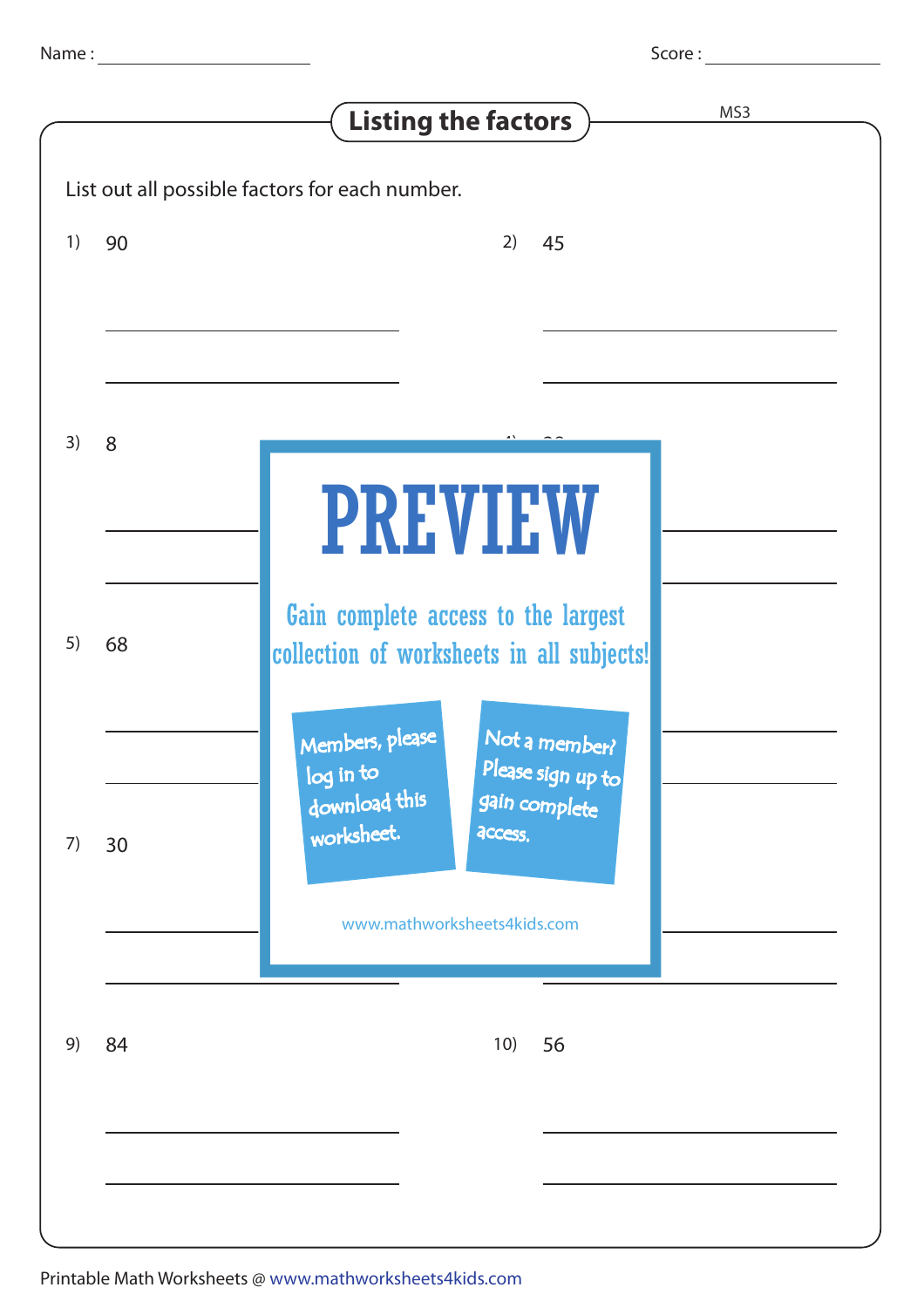Name : ____________________ Score : ____________________

# Listing the factors

MS3

List out all possible factors for each number.

1) 90

2) 45

3) 8

4) 

5) 68

6) 

7) 30

8) 

**PREVIEW**

Gain complete access to the largest collection of worksheets in all subjects!

Members, please log in to download this worksheet.

Not a member? Please sign up to gain complete access.

www.mathworksheets4kids.com

9) 84

10) 56

Printable Math Worksheets @ www.mathworksheets4kids.com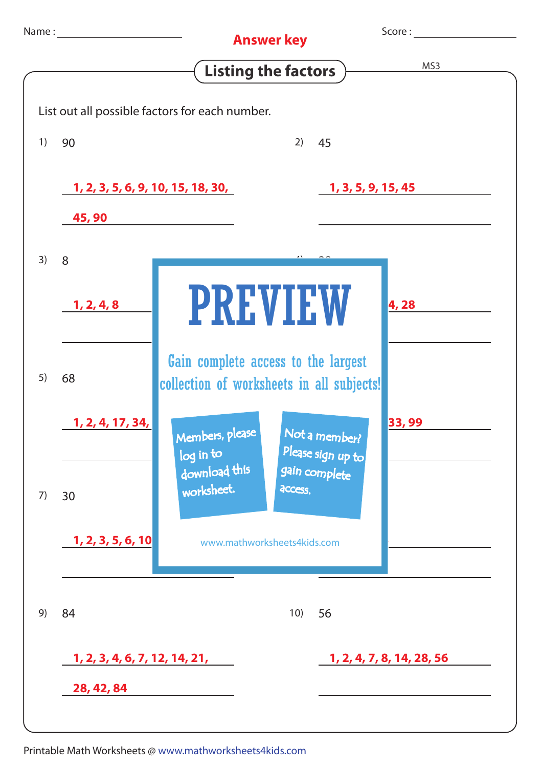Name : ____________________ **Answer key** Score : ____________________

# Listing the factors

MS3

List out all possible factors for each number.

1) 90

**1, 2, 3, 5, 6, 9, 10, 15, 18, 30, 45, 90**

2) 45

**1, 3, 5, 9, 15, 45**

3) 8

**1, 2, 4, 8**

4)

**4, 28**

5) 68

**1, 2, 4, 17, 34,**

6)

**33, 99**

7) 30

**1, 2, 3, 5, 6, 10**

8)

9) 84

**1, 2, 3, 4, 6, 7, 12, 14, 21, 28, 42, 84**

10) 56

**1, 2, 4, 7, 8, 14, 28, 56**

PREVIEW

Gain complete access to the largest collection of worksheets in all subjects!

Members, please log in to download this worksheet.

Not a member? Please sign up to gain complete access.

www.mathworksheets4kids.com

Printable Math Worksheets @ www.mathworksheets4kids.com